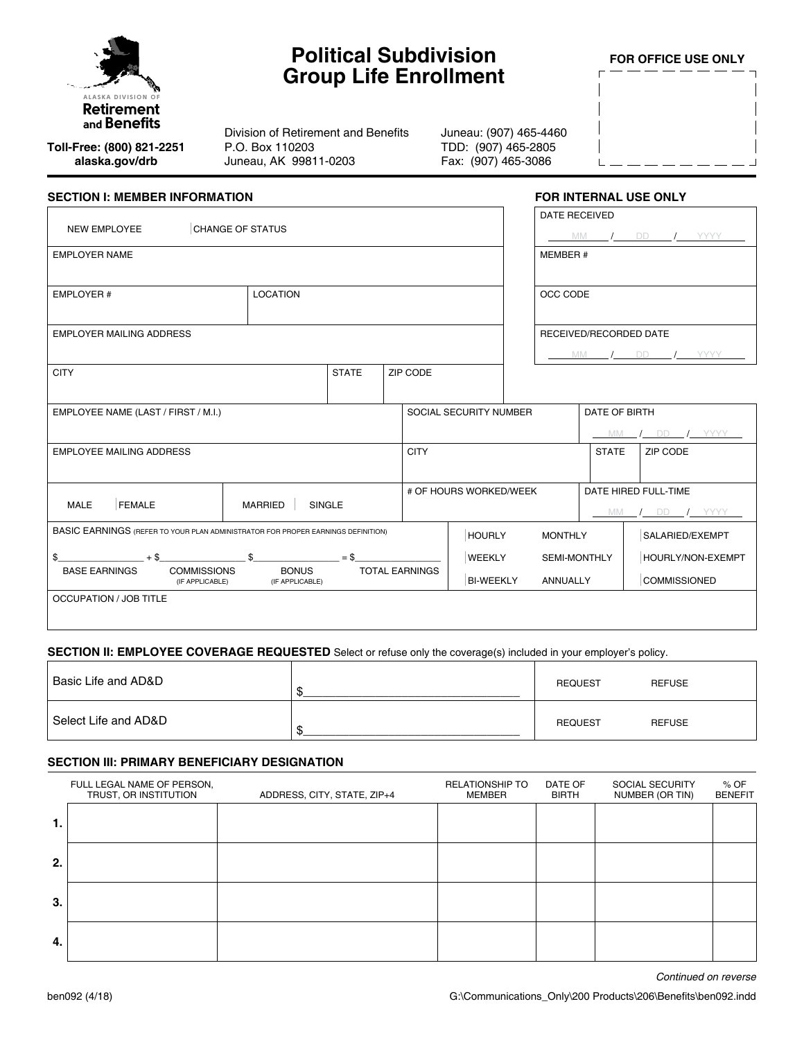ALASKA DIVISION OF **Retirement and Benefits**

**Toll-Free: (800) 821-2251**
**alaska.gov/drb**

# Political Subdivision Group Life Enrollment

Division of Retirement and Benefits
P.O. Box 110203
Juneau, AK 99811-0203

Juneau: (907) 465-4460
TDD: (907) 465-2805
Fax: (907) 465-3086

**FOR OFFICE USE ONLY**

### SECTION I: MEMBER INFORMATION

| NEW EMPLOYEE | CHANGE OF STATUS |
|---|---|
| EMPLOYER NAME | |
| EMPLOYER # | LOCATION |
| EMPLOYER MAILING ADDRESS | |
| CITY | STATE / ZIP CODE |

**FOR INTERNAL USE ONLY**

| |
|---|
| DATE RECEIVED MM / DD / YYYY |
| MEMBER # |
| OCC CODE |
| RECEIVED/RECORDED DATE MM / DD / YYYY |

| EMPLOYEE NAME (LAST / FIRST / M.I.) | SOCIAL SECURITY NUMBER | DATE OF BIRTH MM / DD / YYYY |
|---|---|---|
| EMPLOYEE MAILING ADDRESS | CITY | STATE / ZIP CODE |
| MALE / FEMALE / MARRIED / SINGLE | # OF HOURS WORKED/WEEK | DATE HIRED FULL-TIME MM / DD / YYYY |

BASIC EARNINGS (REFER TO YOUR PLAN ADMINISTRATOR FOR PROPER EARNINGS DEFINITION)

$________ + $________ $________ = $________
BASE EARNINGS + COMMISSIONS (IF APPLICABLE) + BONUS (IF APPLICABLE) = TOTAL EARNINGS

| | | |
|---|---|---|
| HOURLY | MONTHLY | SALARIED/EXEMPT |
| WEEKLY | SEMI-MONTHLY | HOURLY/NON-EXEMPT |
| BI-WEEKLY | ANNUALLY | COMMISSIONED |

OCCUPATION / JOB TITLE

### SECTION II: EMPLOYEE COVERAGE REQUESTED

Select or refuse only the coverage(s) included in your employer's policy.

| Coverage | Amount | | |
|---|---|---|---|
| Basic Life and AD&D | $ | REQUEST | REFUSE |
| Select Life and AD&D | $ | REQUEST | REFUSE |

### SECTION III: PRIMARY BENEFICIARY DESIGNATION

| | FULL LEGAL NAME OF PERSON, TRUST, OR INSTITUTION | ADDRESS, CITY, STATE, ZIP+4 | RELATIONSHIP TO MEMBER | DATE OF BIRTH | SOCIAL SECURITY NUMBER (OR TIN) | % OF BENEFIT |
|---|---|---|---|---|---|---|
| 1. | | | | | | |
| 2. | | | | | | |
| 3. | | | | | | |
| 4. | | | | | | |

*Continued on reverse*

ben092 (4/18)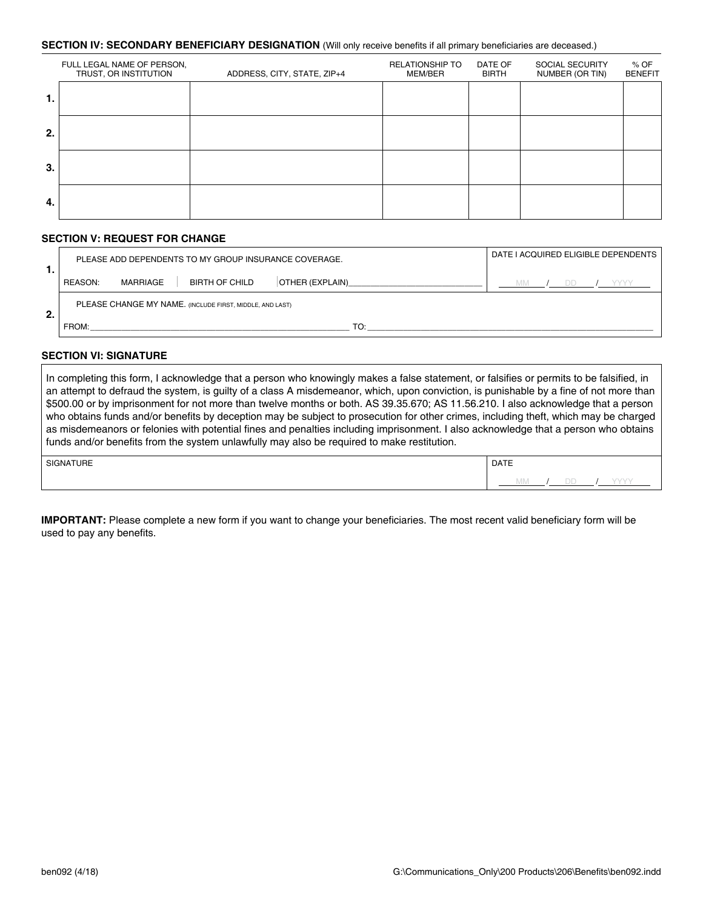## SECTION IV: SECONDARY BENEFICIARY DESIGNATION (Will only receive benefits if all primary beneficiaries are deceased.)

| | FULL LEGAL NAME OF PERSON, TRUST, OR INSTITUTION | ADDRESS, CITY, STATE, ZIP+4 | RELATIONSHIP TO MEM/BER | DATE OF BIRTH | SOCIAL SECURITY NUMBER (OR TIN) | % OF BENEFIT |
|---|---|---|---|---|---|---|
| 1. | | | | | | |
| 2. | | | | | | |
| 3. | | | | | | |
| 4. | | | | | | |

## SECTION V: REQUEST FOR CHANGE

| | | |
|---|---|---|
| 1. | PLEASE ADD DEPENDENTS TO MY GROUP INSURANCE COVERAGE.<br>REASON: MARRIAGE BIRTH OF CHILD OTHER (EXPLAIN)\_\_\_\_\_\_\_\_\_\_\_\_\_\_\_\_\_\_\_\_\_\_\_\_\_\_ | DATE I ACQUIRED ELIGIBLE DEPENDENTS<br>MM / DD / YYYY |
| 2. | PLEASE CHANGE MY NAME. (INCLUDE FIRST, MIDDLE, AND LAST)<br>FROM:\_\_\_\_\_\_\_\_\_\_\_\_\_\_\_\_\_\_\_\_\_\_\_\_\_\_\_\_\_\_\_\_\_\_ TO:\_\_\_\_\_\_\_\_\_\_\_\_\_\_\_\_\_\_\_\_\_\_\_\_\_\_\_\_\_\_\_\_\_\_ | |

## SECTION VI: SIGNATURE

In completing this form, I acknowledge that a person who knowingly makes a false statement, or falsifies or permits to be falsified, in an attempt to defraud the system, is guilty of a class A misdemeanor, which, upon conviction, is punishable by a fine of not more than $500.00 or by imprisonment for not more than twelve months or both. AS 39.35.670; AS 11.56.210. I also acknowledge that a person who obtains funds and/or benefits by deception may be subject to prosecution for other crimes, including theft, which may be charged as misdemeanors or felonies with potential fines and penalties including imprisonment. I also acknowledge that a person who obtains funds and/or benefits from the system unlawfully may also be required to make restitution.

| SIGNATURE | DATE |
|---|---|
| | MM / DD / YYYY |

**IMPORTANT:** Please complete a new form if you want to change your beneficiaries. The most recent valid beneficiary form will be used to pay any benefits.

ben092 (4/18) G:\Communications_Only\200 Products\206\Benefits\ben092.indd